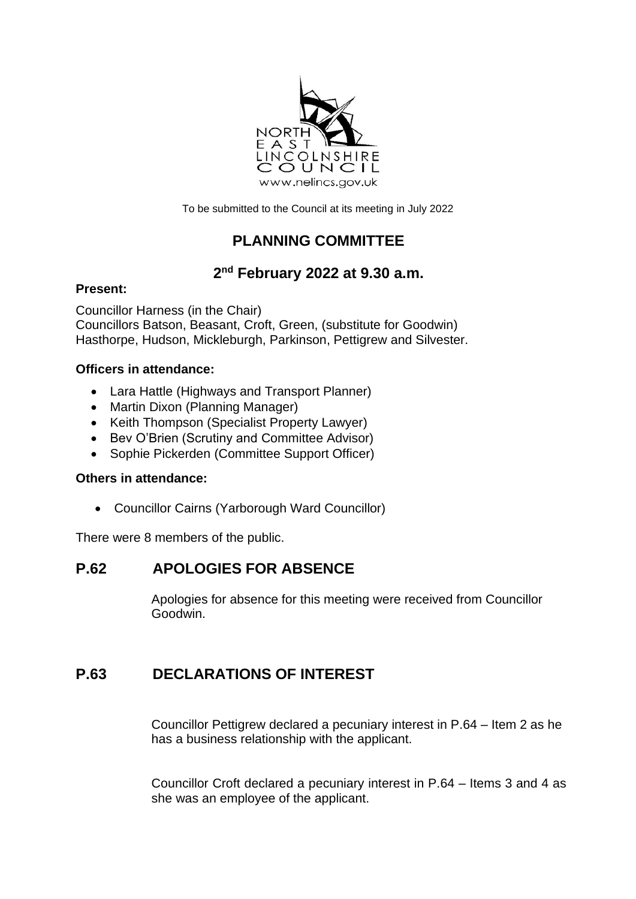To be submitted to the Council at its meeting in July 2022

# PLANNING COMMITTEE

## 2nd February 2022 at 9.30 a.m.

**Present:**

Councillor Harness (in the Chair)
Councillors Batson, Beasant, Croft, Green, (substitute for Goodwin) Hasthorpe, Hudson, Mickleburgh, Parkinson, Pettigrew and Silvester.

**Officers in attendance:**

- Lara Hattle (Highways and Transport Planner)
- Martin Dixon (Planning Manager)
- Keith Thompson (Specialist Property Lawyer)
- Bev O'Brien (Scrutiny and Committee Advisor)
- Sophie Pickerden (Committee Support Officer)

**Others in attendance:**

- Councillor Cairns (Yarborough Ward Councillor)

There were 8 members of the public.

## P.62 APOLOGIES FOR ABSENCE

Apologies for absence for this meeting were received from Councillor Goodwin.

## P.63 DECLARATIONS OF INTEREST

Councillor Pettigrew declared a pecuniary interest in P.64 – Item 2 as he has a business relationship with the applicant.

Councillor Croft declared a pecuniary interest in P.64 – Items 3 and 4 as she was an employee of the applicant.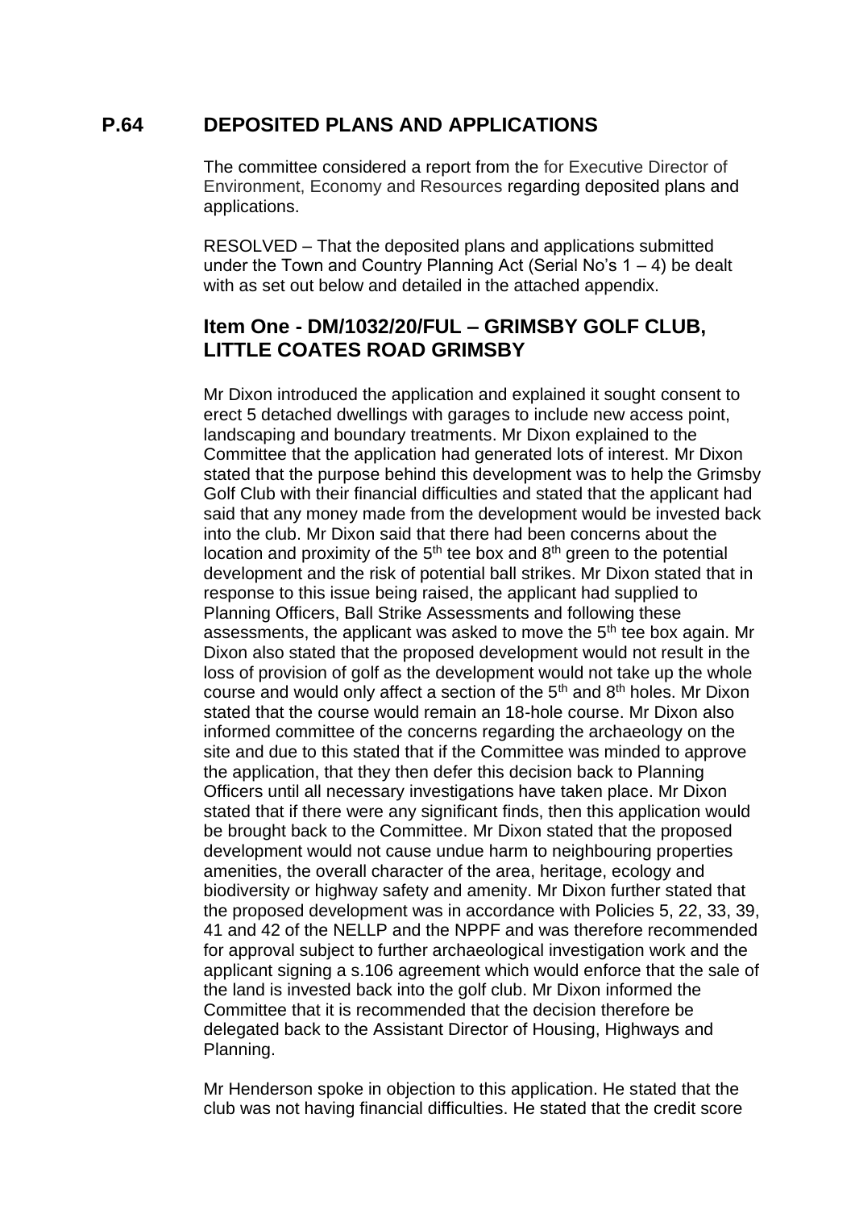## P.64 DEPOSITED PLANS AND APPLICATIONS

The committee considered a report from the for Executive Director of Environment, Economy and Resources regarding deposited plans and applications.

RESOLVED – That the deposited plans and applications submitted under the Town and Country Planning Act (Serial No's 1 – 4) be dealt with as set out below and detailed in the attached appendix.

### Item One - DM/1032/20/FUL – GRIMSBY GOLF CLUB, LITTLE COATES ROAD GRIMSBY

Mr Dixon introduced the application and explained it sought consent to erect 5 detached dwellings with garages to include new access point, landscaping and boundary treatments. Mr Dixon explained to the Committee that the application had generated lots of interest. Mr Dixon stated that the purpose behind this development was to help the Grimsby Golf Club with their financial difficulties and stated that the applicant had said that any money made from the development would be invested back into the club. Mr Dixon said that there had been concerns about the location and proximity of the 5th tee box and 8th green to the potential development and the risk of potential ball strikes. Mr Dixon stated that in response to this issue being raised, the applicant had supplied to Planning Officers, Ball Strike Assessments and following these assessments, the applicant was asked to move the 5th tee box again. Mr Dixon also stated that the proposed development would not result in the loss of provision of golf as the development would not take up the whole course and would only affect a section of the 5th and 8th holes. Mr Dixon stated that the course would remain an 18-hole course. Mr Dixon also informed committee of the concerns regarding the archaeology on the site and due to this stated that if the Committee was minded to approve the application, that they then defer this decision back to Planning Officers until all necessary investigations have taken place. Mr Dixon stated that if there were any significant finds, then this application would be brought back to the Committee. Mr Dixon stated that the proposed development would not cause undue harm to neighbouring properties amenities, the overall character of the area, heritage, ecology and biodiversity or highway safety and amenity. Mr Dixon further stated that the proposed development was in accordance with Policies 5, 22, 33, 39, 41 and 42 of the NELLP and the NPPF and was therefore recommended for approval subject to further archaeological investigation work and the applicant signing a s.106 agreement which would enforce that the sale of the land is invested back into the golf club. Mr Dixon informed the Committee that it is recommended that the decision therefore be delegated back to the Assistant Director of Housing, Highways and Planning.

Mr Henderson spoke in objection to this application. He stated that the club was not having financial difficulties. He stated that the credit score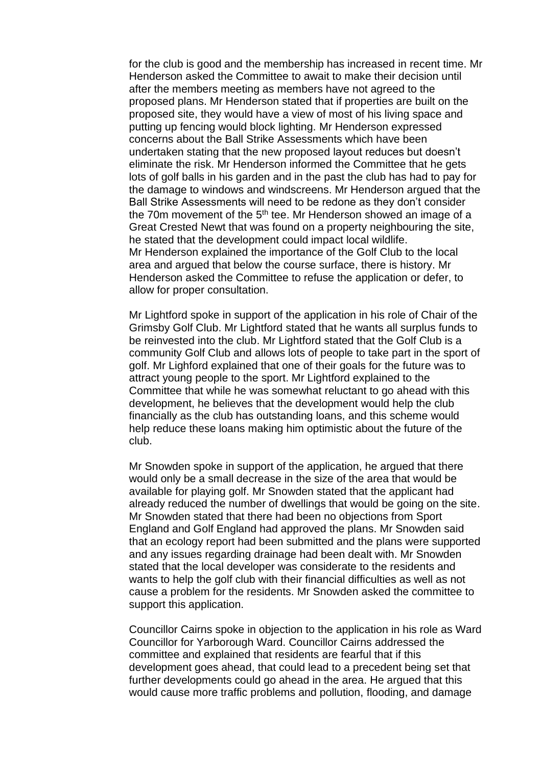for the club is good and the membership has increased in recent time. Mr Henderson asked the Committee to await to make their decision until after the members meeting as members have not agreed to the proposed plans. Mr Henderson stated that if properties are built on the proposed site, they would have a view of most of his living space and putting up fencing would block lighting. Mr Henderson expressed concerns about the Ball Strike Assessments which have been undertaken stating that the new proposed layout reduces but doesn't eliminate the risk. Mr Henderson informed the Committee that he gets lots of golf balls in his garden and in the past the club has had to pay for the damage to windows and windscreens. Mr Henderson argued that the Ball Strike Assessments will need to be redone as they don't consider the 70m movement of the 5th tee. Mr Henderson showed an image of a Great Crested Newt that was found on a property neighbouring the site, he stated that the development could impact local wildlife. Mr Henderson explained the importance of the Golf Club to the local area and argued that below the course surface, there is history. Mr Henderson asked the Committee to refuse the application or defer, to allow for proper consultation.

Mr Lightford spoke in support of the application in his role of Chair of the Grimsby Golf Club. Mr Lightford stated that he wants all surplus funds to be reinvested into the club. Mr Lightford stated that the Golf Club is a community Golf Club and allows lots of people to take part in the sport of golf. Mr Lighford explained that one of their goals for the future was to attract young people to the sport. Mr Lightford explained to the Committee that while he was somewhat reluctant to go ahead with this development, he believes that the development would help the club financially as the club has outstanding loans, and this scheme would help reduce these loans making him optimistic about the future of the club.

Mr Snowden spoke in support of the application, he argued that there would only be a small decrease in the size of the area that would be available for playing golf. Mr Snowden stated that the applicant had already reduced the number of dwellings that would be going on the site. Mr Snowden stated that there had been no objections from Sport England and Golf England had approved the plans. Mr Snowden said that an ecology report had been submitted and the plans were supported and any issues regarding drainage had been dealt with. Mr Snowden stated that the local developer was considerate to the residents and wants to help the golf club with their financial difficulties as well as not cause a problem for the residents. Mr Snowden asked the committee to support this application.

Councillor Cairns spoke in objection to the application in his role as Ward Councillor for Yarborough Ward. Councillor Cairns addressed the committee and explained that residents are fearful that if this development goes ahead, that could lead to a precedent being set that further developments could go ahead in the area. He argued that this would cause more traffic problems and pollution, flooding, and damage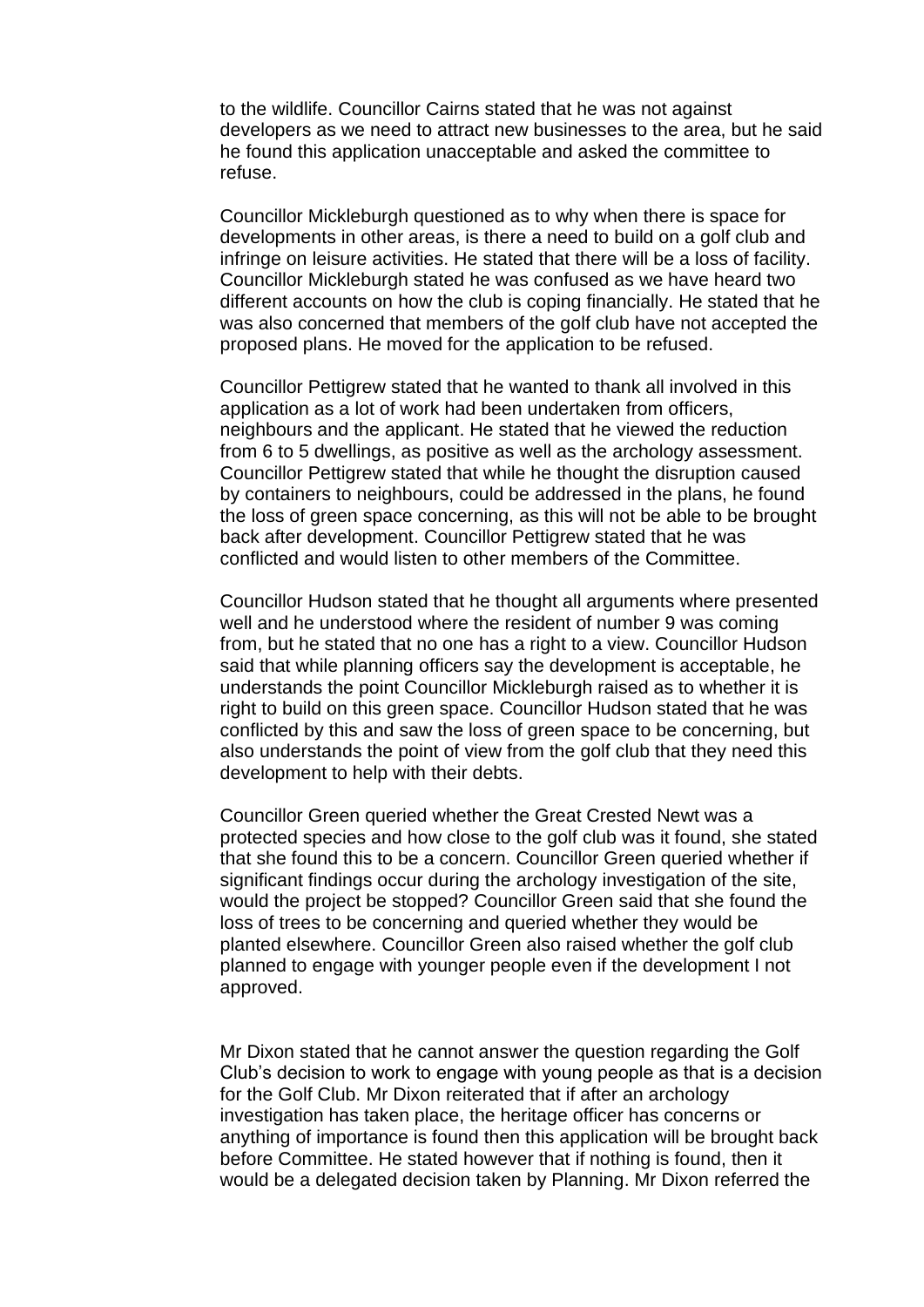to the wildlife. Councillor Cairns stated that he was not against developers as we need to attract new businesses to the area, but he said he found this application unacceptable and asked the committee to refuse.

Councillor Mickleburgh questioned as to why when there is space for developments in other areas, is there a need to build on a golf club and infringe on leisure activities. He stated that there will be a loss of facility. Councillor Mickleburgh stated he was confused as we have heard two different accounts on how the club is coping financially. He stated that he was also concerned that members of the golf club have not accepted the proposed plans. He moved for the application to be refused.

Councillor Pettigrew stated that he wanted to thank all involved in this application as a lot of work had been undertaken from officers, neighbours and the applicant. He stated that he viewed the reduction from 6 to 5 dwellings, as positive as well as the archology assessment. Councillor Pettigrew stated that while he thought the disruption caused by containers to neighbours, could be addressed in the plans, he found the loss of green space concerning, as this will not be able to be brought back after development. Councillor Pettigrew stated that he was conflicted and would listen to other members of the Committee.

Councillor Hudson stated that he thought all arguments where presented well and he understood where the resident of number 9 was coming from, but he stated that no one has a right to a view. Councillor Hudson said that while planning officers say the development is acceptable, he understands the point Councillor Mickleburgh raised as to whether it is right to build on this green space. Councillor Hudson stated that he was conflicted by this and saw the loss of green space to be concerning, but also understands the point of view from the golf club that they need this development to help with their debts.

Councillor Green queried whether the Great Crested Newt was a protected species and how close to the golf club was it found, she stated that she found this to be a concern. Councillor Green queried whether if significant findings occur during the archology investigation of the site, would the project be stopped? Councillor Green said that she found the loss of trees to be concerning and queried whether they would be planted elsewhere. Councillor Green also raised whether the golf club planned to engage with younger people even if the development I not approved.

Mr Dixon stated that he cannot answer the question regarding the Golf Club's decision to work to engage with young people as that is a decision for the Golf Club. Mr Dixon reiterated that if after an archology investigation has taken place, the heritage officer has concerns or anything of importance is found then this application will be brought back before Committee. He stated however that if nothing is found, then it would be a delegated decision taken by Planning. Mr Dixon referred the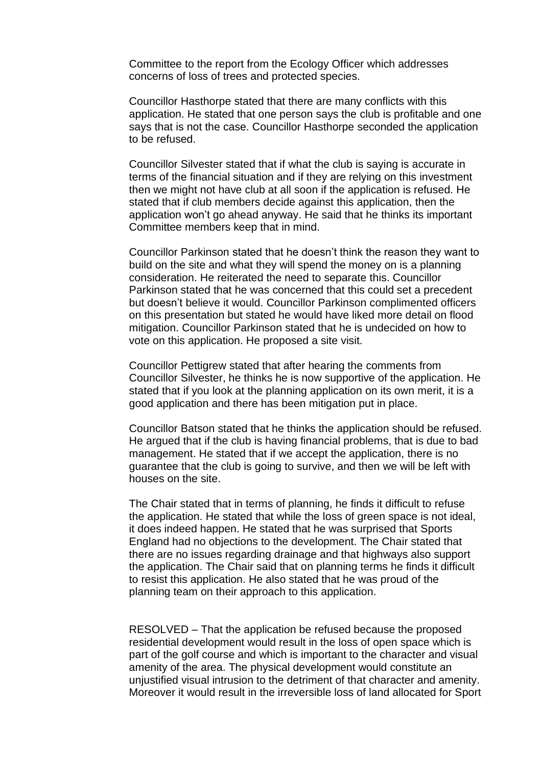Committee to the report from the Ecology Officer which addresses concerns of loss of trees and protected species.

Councillor Hasthorpe stated that there are many conflicts with this application. He stated that one person says the club is profitable and one says that is not the case. Councillor Hasthorpe seconded the application to be refused.

Councillor Silvester stated that if what the club is saying is accurate in terms of the financial situation and if they are relying on this investment then we might not have club at all soon if the application is refused. He stated that if club members decide against this application, then the application won't go ahead anyway. He said that he thinks its important Committee members keep that in mind.

Councillor Parkinson stated that he doesn't think the reason they want to build on the site and what they will spend the money on is a planning consideration. He reiterated the need to separate this. Councillor Parkinson stated that he was concerned that this could set a precedent but doesn't believe it would. Councillor Parkinson complimented officers on this presentation but stated he would have liked more detail on flood mitigation. Councillor Parkinson stated that he is undecided on how to vote on this application. He proposed a site visit.

Councillor Pettigrew stated that after hearing the comments from Councillor Silvester, he thinks he is now supportive of the application. He stated that if you look at the planning application on its own merit, it is a good application and there has been mitigation put in place.

Councillor Batson stated that he thinks the application should be refused. He argued that if the club is having financial problems, that is due to bad management. He stated that if we accept the application, there is no guarantee that the club is going to survive, and then we will be left with houses on the site.

The Chair stated that in terms of planning, he finds it difficult to refuse the application. He stated that while the loss of green space is not ideal, it does indeed happen. He stated that he was surprised that Sports England had no objections to the development. The Chair stated that there are no issues regarding drainage and that highways also support the application. The Chair said that on planning terms he finds it difficult to resist this application. He also stated that he was proud of the planning team on their approach to this application.

RESOLVED – That the application be refused because the proposed residential development would result in the loss of open space which is part of the golf course and which is important to the character and visual amenity of the area. The physical development would constitute an unjustified visual intrusion to the detriment of that character and amenity. Moreover it would result in the irreversible loss of land allocated for Sport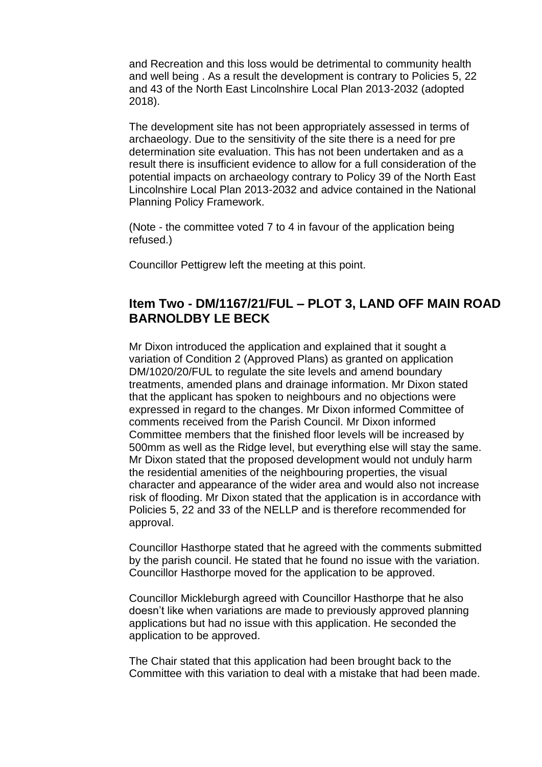and Recreation and this loss would be detrimental to community health and well being . As a result the development is contrary to Policies 5, 22 and 43 of the North East Lincolnshire Local Plan 2013-2032 (adopted 2018).

The development site has not been appropriately assessed in terms of archaeology. Due to the sensitivity of the site there is a need for pre determination site evaluation. This has not been undertaken and as a result there is insufficient evidence to allow for a full consideration of the potential impacts on archaeology contrary to Policy 39 of the North East Lincolnshire Local Plan 2013-2032 and advice contained in the National Planning Policy Framework.

(Note - the committee voted 7 to 4 in favour of the application being refused.)

Councillor Pettigrew left the meeting at this point.

## Item Two - DM/1167/21/FUL – PLOT 3, LAND OFF MAIN ROAD BARNOLDBY LE BECK

Mr Dixon introduced the application and explained that it sought a variation of Condition 2 (Approved Plans) as granted on application DM/1020/20/FUL to regulate the site levels and amend boundary treatments, amended plans and drainage information. Mr Dixon stated that the applicant has spoken to neighbours and no objections were expressed in regard to the changes. Mr Dixon informed Committee of comments received from the Parish Council. Mr Dixon informed Committee members that the finished floor levels will be increased by 500mm as well as the Ridge level, but everything else will stay the same. Mr Dixon stated that the proposed development would not unduly harm the residential amenities of the neighbouring properties, the visual character and appearance of the wider area and would also not increase risk of flooding. Mr Dixon stated that the application is in accordance with Policies 5, 22 and 33 of the NELLP and is therefore recommended for approval.

Councillor Hasthorpe stated that he agreed with the comments submitted by the parish council. He stated that he found no issue with the variation. Councillor Hasthorpe moved for the application to be approved.

Councillor Mickleburgh agreed with Councillor Hasthorpe that he also doesn't like when variations are made to previously approved planning applications but had no issue with this application. He seconded the application to be approved.

The Chair stated that this application had been brought back to the Committee with this variation to deal with a mistake that had been made.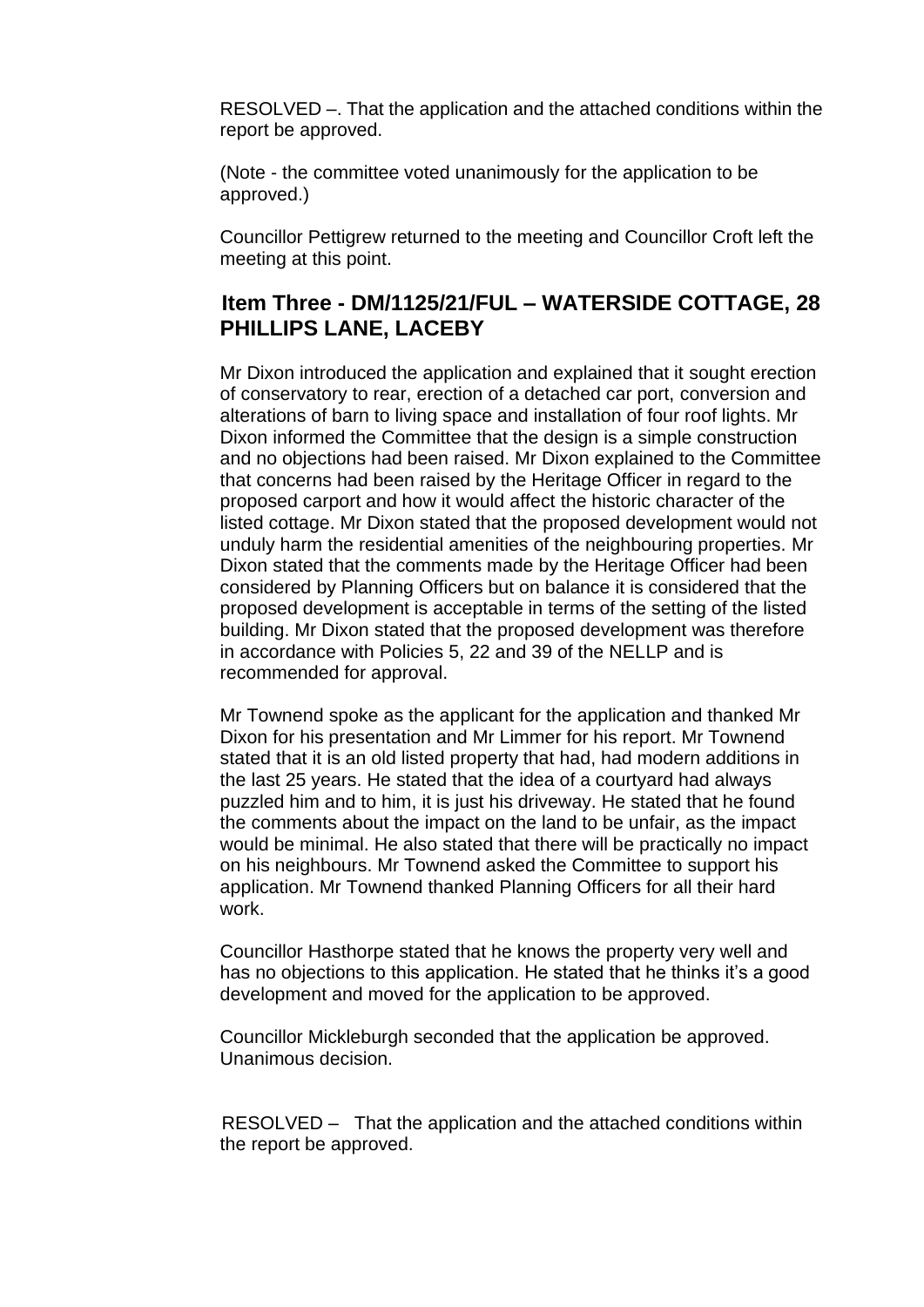RESOLVED –. That the application and the attached conditions within the report be approved.

(Note - the committee voted unanimously for the application to be approved.)

Councillor Pettigrew returned to the meeting and Councillor Croft left the meeting at this point.

## Item Three - DM/1125/21/FUL – WATERSIDE COTTAGE, 28 PHILLIPS LANE, LACEBY

Mr Dixon introduced the application and explained that it sought erection of conservatory to rear, erection of a detached car port, conversion and alterations of barn to living space and installation of four roof lights. Mr Dixon informed the Committee that the design is a simple construction and no objections had been raised. Mr Dixon explained to the Committee that concerns had been raised by the Heritage Officer in regard to the proposed carport and how it would affect the historic character of the listed cottage. Mr Dixon stated that the proposed development would not unduly harm the residential amenities of the neighbouring properties. Mr Dixon stated that the comments made by the Heritage Officer had been considered by Planning Officers but on balance it is considered that the proposed development is acceptable in terms of the setting of the listed building. Mr Dixon stated that the proposed development was therefore in accordance with Policies 5, 22 and 39 of the NELLP and is recommended for approval.

Mr Townend spoke as the applicant for the application and thanked Mr Dixon for his presentation and Mr Limmer for his report. Mr Townend stated that it is an old listed property that had, had modern additions in the last 25 years. He stated that the idea of a courtyard had always puzzled him and to him, it is just his driveway. He stated that he found the comments about the impact on the land to be unfair, as the impact would be minimal. He also stated that there will be practically no impact on his neighbours. Mr Townend asked the Committee to support his application. Mr Townend thanked Planning Officers for all their hard work.

Councillor Hasthorpe stated that he knows the property very well and has no objections to this application. He stated that he thinks it's a good development and moved for the application to be approved.

Councillor Mickleburgh seconded that the application be approved. Unanimous decision.

RESOLVED – That the application and the attached conditions within the report be approved.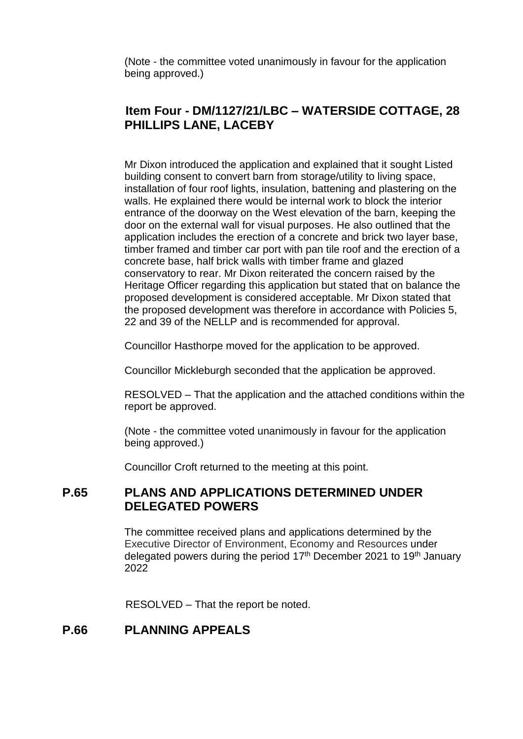(Note - the committee voted unanimously in favour for the application being approved.)

### Item Four - DM/1127/21/LBC – WATERSIDE COTTAGE, 28 PHILLIPS LANE, LACEBY

Mr Dixon introduced the application and explained that it sought Listed building consent to convert barn from storage/utility to living space, installation of four roof lights, insulation, battening and plastering on the walls. He explained there would be internal work to block the interior entrance of the doorway on the West elevation of the barn, keeping the door on the external wall for visual purposes. He also outlined that the application includes the erection of a concrete and brick two layer base, timber framed and timber car port with pan tile roof and the erection of a concrete base, half brick walls with timber frame and glazed conservatory to rear. Mr Dixon reiterated the concern raised by the Heritage Officer regarding this application but stated that on balance the proposed development is considered acceptable. Mr Dixon stated that the proposed development was therefore in accordance with Policies 5, 22 and 39 of the NELLP and is recommended for approval.

Councillor Hasthorpe moved for the application to be approved.

Councillor Mickleburgh seconded that the application be approved.

RESOLVED – That the application and the attached conditions within the report be approved.

(Note - the committee voted unanimously in favour for the application being approved.)

Councillor Croft returned to the meeting at this point.

## P.65 PLANS AND APPLICATIONS DETERMINED UNDER DELEGATED POWERS

The committee received plans and applications determined by the Executive Director of Environment, Economy and Resources under delegated powers during the period 17th December 2021 to 19th January 2022

RESOLVED – That the report be noted.

## P.66 PLANNING APPEALS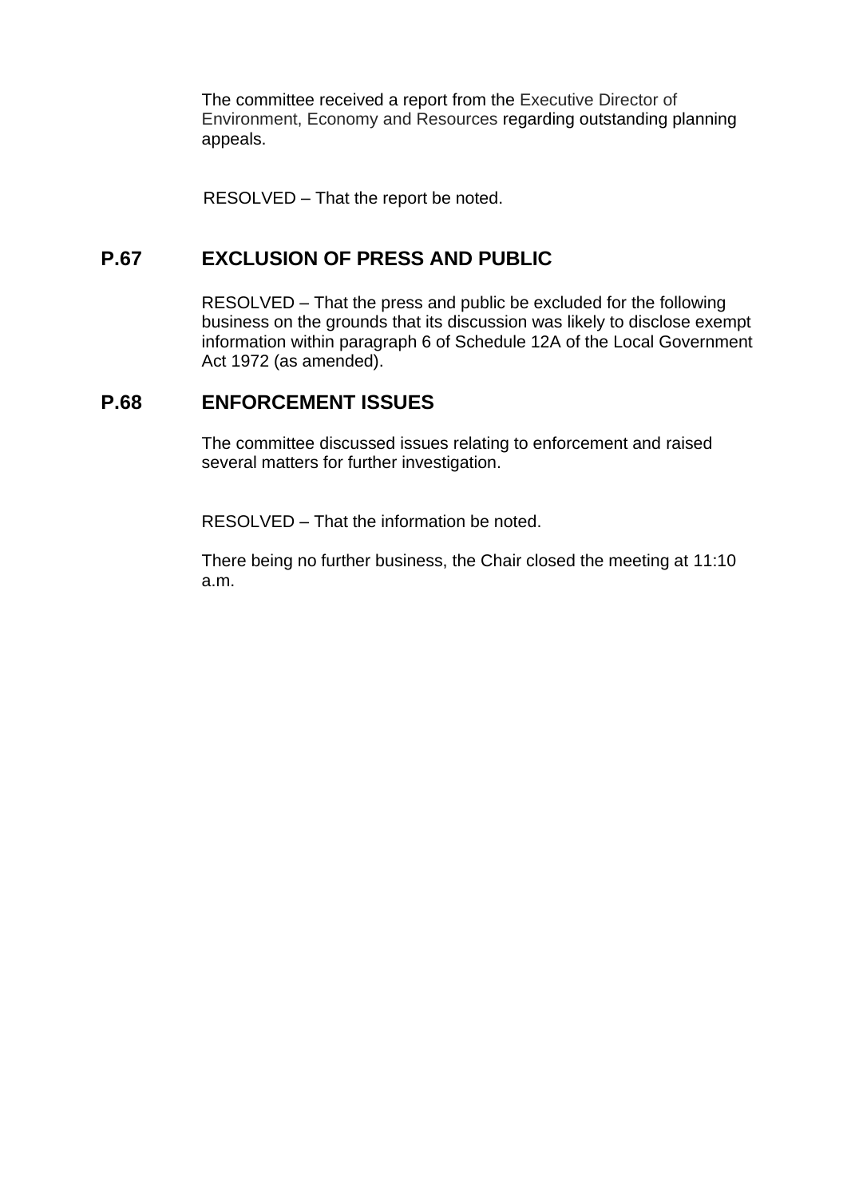The committee received a report from the Executive Director of Environment, Economy and Resources regarding outstanding planning appeals.

RESOLVED – That the report be noted.

## P.67 EXCLUSION OF PRESS AND PUBLIC

RESOLVED – That the press and public be excluded for the following business on the grounds that its discussion was likely to disclose exempt information within paragraph 6 of Schedule 12A of the Local Government Act 1972 (as amended).

## P.68 ENFORCEMENT ISSUES

The committee discussed issues relating to enforcement and raised several matters for further investigation.

RESOLVED – That the information be noted.

There being no further business, the Chair closed the meeting at 11:10 a.m.